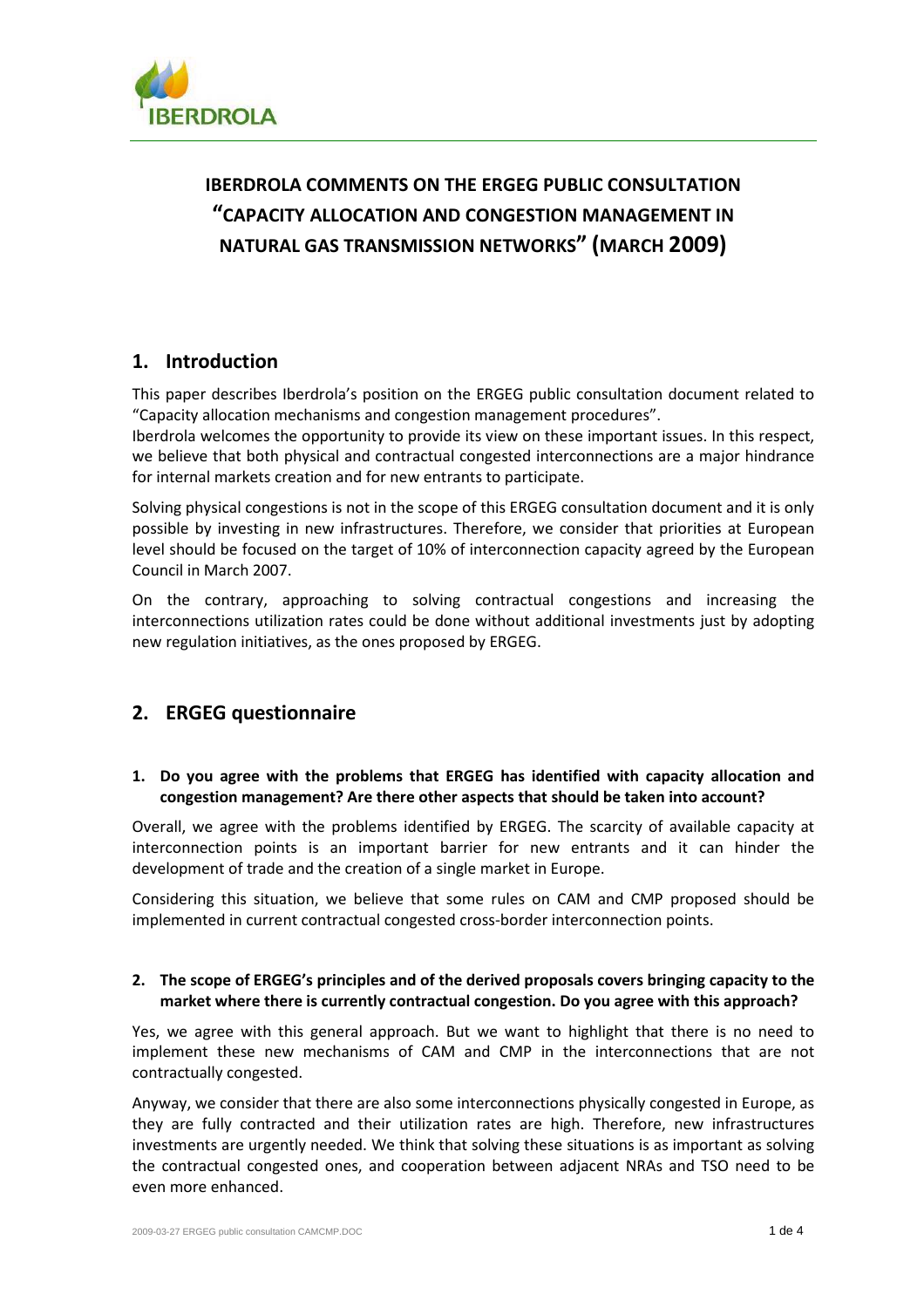# IBERDROLA COMMENTS ON THE ERGEG PUBLIC CONSULTATION "CAPACITY ALLOCATION AND CONGESTION MANAGEMENT IN NATURAL GAS TRANSMISSION NETWORKS" (MARCH 2009)

## 1. Introduction

This paper describes Iberdrola's position on the ERGEG public consultation document related to "Capacity allocation mechanisms and congestion management procedures".

Iberdrola welcomes the opportunity to provide its view on these important issues. In this respect, we believe that both physical and contractual congested interconnections are a major hindrance for internal markets creation and for new entrants to participate.

Solving physical congestions is not in the scope of this ERGEG consultation document and it is only possible by investing in new infrastructures. Therefore, we consider that priorities at European level should be focused on the target of 10% of interconnection capacity agreed by the European Council in March 2007.

On the contrary, approaching to solving contractual congestions and increasing the interconnections utilization rates could be done without additional investments just by adopting new regulation initiatives, as the ones proposed by ERGEG.

## 2. ERGEG questionnaire

**1. Do you agree with the problems that ERGEG has identified with capacity allocation and congestion management? Are there other aspects that should be taken into account?**

Overall, we agree with the problems identified by ERGEG. The scarcity of available capacity at interconnection points is an important barrier for new entrants and it can hinder the development of trade and the creation of a single market in Europe.

Considering this situation, we believe that some rules on CAM and CMP proposed should be implemented in current contractual congested cross-border interconnection points.

**2. The scope of ERGEG's principles and of the derived proposals covers bringing capacity to the market where there is currently contractual congestion. Do you agree with this approach?**

Yes, we agree with this general approach. But we want to highlight that there is no need to implement these new mechanisms of CAM and CMP in the interconnections that are not contractually congested.

Anyway, we consider that there are also some interconnections physically congested in Europe, as they are fully contracted and their utilization rates are high. Therefore, new infrastructures investments are urgently needed. We think that solving these situations is as important as solving the contractual congested ones, and cooperation between adjacent NRAs and TSO need to be even more enhanced.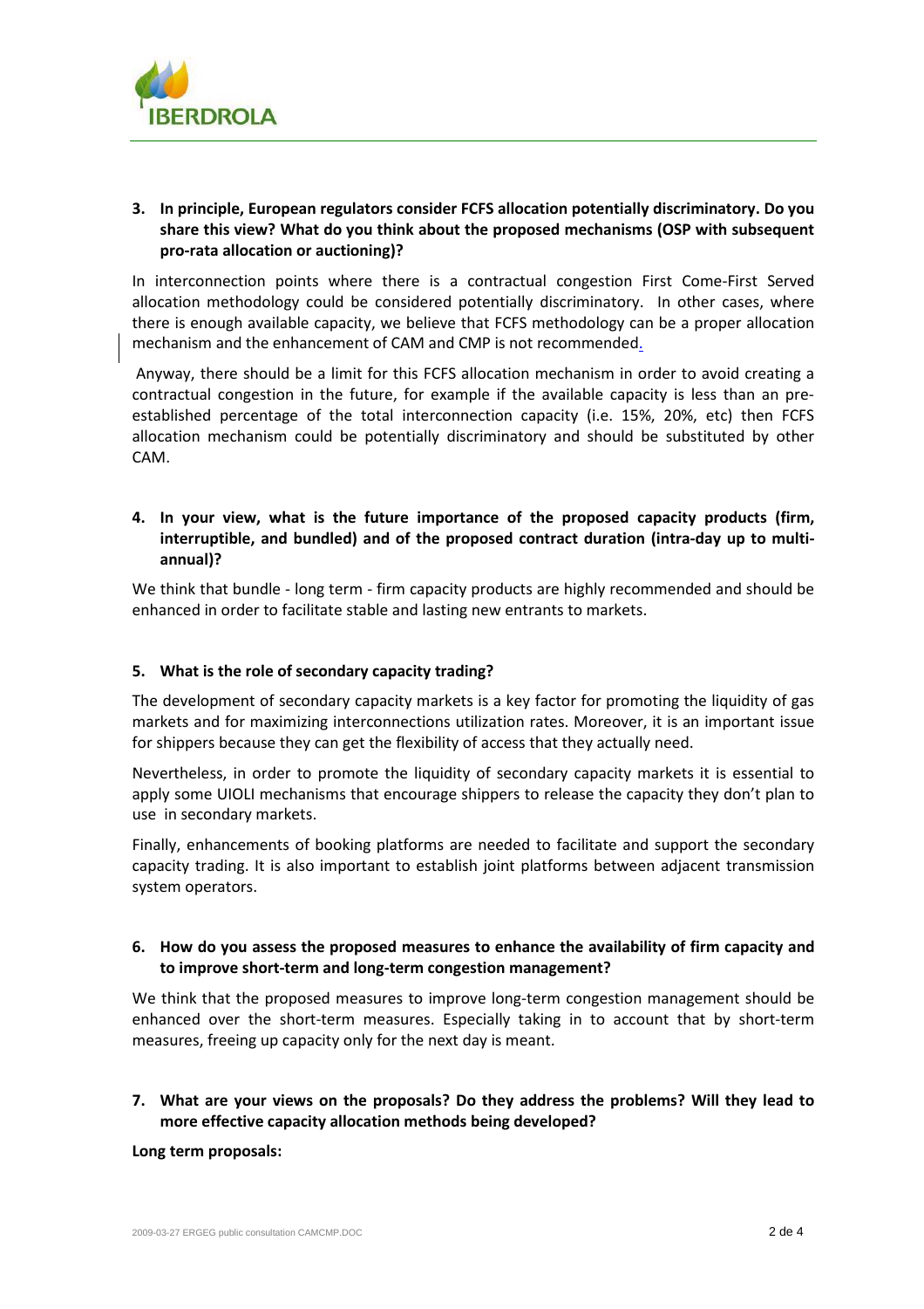**3. In principle, European regulators consider FCFS allocation potentially discriminatory. Do you share this view? What do you think about the proposed mechanisms (OSP with subsequent pro-rata allocation or auctioning)?**

In interconnection points where there is a contractual congestion First Come-First Served allocation methodology could be considered potentially discriminatory. In other cases, where there is enough available capacity, we believe that FCFS methodology can be a proper allocation mechanism and the enhancement of CAM and CMP is not recommended.

Anyway, there should be a limit for this FCFS allocation mechanism in order to avoid creating a contractual congestion in the future, for example if the available capacity is less than an pre-established percentage of the total interconnection capacity (i.e. 15%, 20%, etc) then FCFS allocation mechanism could be potentially discriminatory and should be substituted by other CAM.

**4. In your view, what is the future importance of the proposed capacity products (firm, interruptible, and bundled) and of the proposed contract duration (intra-day up to multi-annual)?**

We think that bundle - long term - firm capacity products are highly recommended and should be enhanced in order to facilitate stable and lasting new entrants to markets.

**5. What is the role of secondary capacity trading?**

The development of secondary capacity markets is a key factor for promoting the liquidity of gas markets and for maximizing interconnections utilization rates. Moreover, it is an important issue for shippers because they can get the flexibility of access that they actually need.

Nevertheless, in order to promote the liquidity of secondary capacity markets it is essential to apply some UIOLI mechanisms that encourage shippers to release the capacity they don't plan to use in secondary markets.

Finally, enhancements of booking platforms are needed to facilitate and support the secondary capacity trading. It is also important to establish joint platforms between adjacent transmission system operators.

**6. How do you assess the proposed measures to enhance the availability of firm capacity and to improve short-term and long-term congestion management?**

We think that the proposed measures to improve long-term congestion management should be enhanced over the short-term measures. Especially taking in to account that by short-term measures, freeing up capacity only for the next day is meant.

**7. What are your views on the proposals? Do they address the problems? Will they lead to more effective capacity allocation methods being developed?**

**Long term proposals:**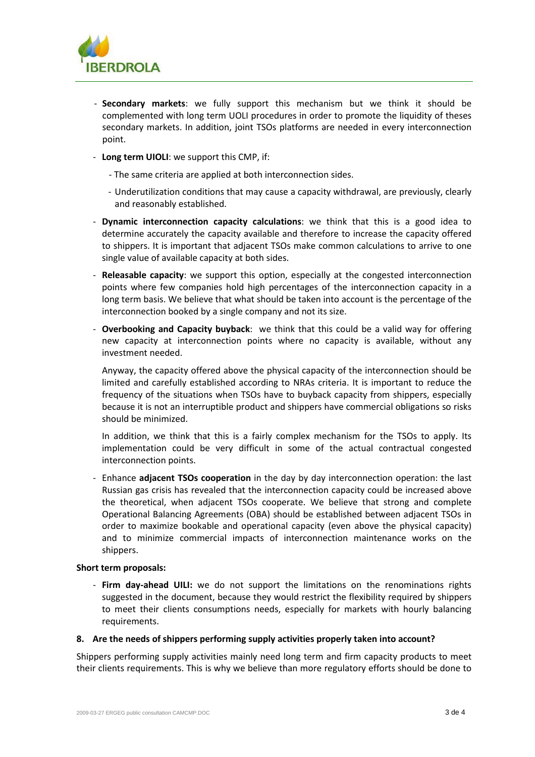- **Secondary markets**: we fully support this mechanism but we think it should be complemented with long term UOLI procedures in order to promote the liquidity of theses secondary markets. In addition, joint TSOs platforms are needed in every interconnection point.
- **Long term UIOLI**: we support this CMP, if:
  - The same criteria are applied at both interconnection sides.
  - Underutilization conditions that may cause a capacity withdrawal, are previously, clearly and reasonably established.
- **Dynamic interconnection capacity calculations**: we think that this is a good idea to determine accurately the capacity available and therefore to increase the capacity offered to shippers. It is important that adjacent TSOs make common calculations to arrive to one single value of available capacity at both sides.
- **Releasable capacity**: we support this option, especially at the congested interconnection points where few companies hold high percentages of the interconnection capacity in a long term basis. We believe that what should be taken into account is the percentage of the interconnection booked by a single company and not its size.
- **Overbooking and Capacity buyback**: we think that this could be a valid way for offering new capacity at interconnection points where no capacity is available, without any investment needed.

  Anyway, the capacity offered above the physical capacity of the interconnection should be limited and carefully established according to NRAs criteria. It is important to reduce the frequency of the situations when TSOs have to buyback capacity from shippers, especially because it is not an interruptible product and shippers have commercial obligations so risks should be minimized.

  In addition, we think that this is a fairly complex mechanism for the TSOs to apply. Its implementation could be very difficult in some of the actual contractual congested interconnection points.
- Enhance **adjacent TSOs cooperation** in the day by day interconnection operation: the last Russian gas crisis has revealed that the interconnection capacity could be increased above the theoretical, when adjacent TSOs cooperate. We believe that strong and complete Operational Balancing Agreements (OBA) should be established between adjacent TSOs in order to maximize bookable and operational capacity (even above the physical capacity) and to minimize commercial impacts of interconnection maintenance works on the shippers.

**Short term proposals:**

- **Firm day-ahead UILI:** we do not support the limitations on the renominations rights suggested in the document, because they would restrict the flexibility required by shippers to meet their clients consumptions needs, especially for markets with hourly balancing requirements.

**8. Are the needs of shippers performing supply activities properly taken into account?**

Shippers performing supply activities mainly need long term and firm capacity products to meet their clients requirements. This is why we believe than more regulatory efforts should be done to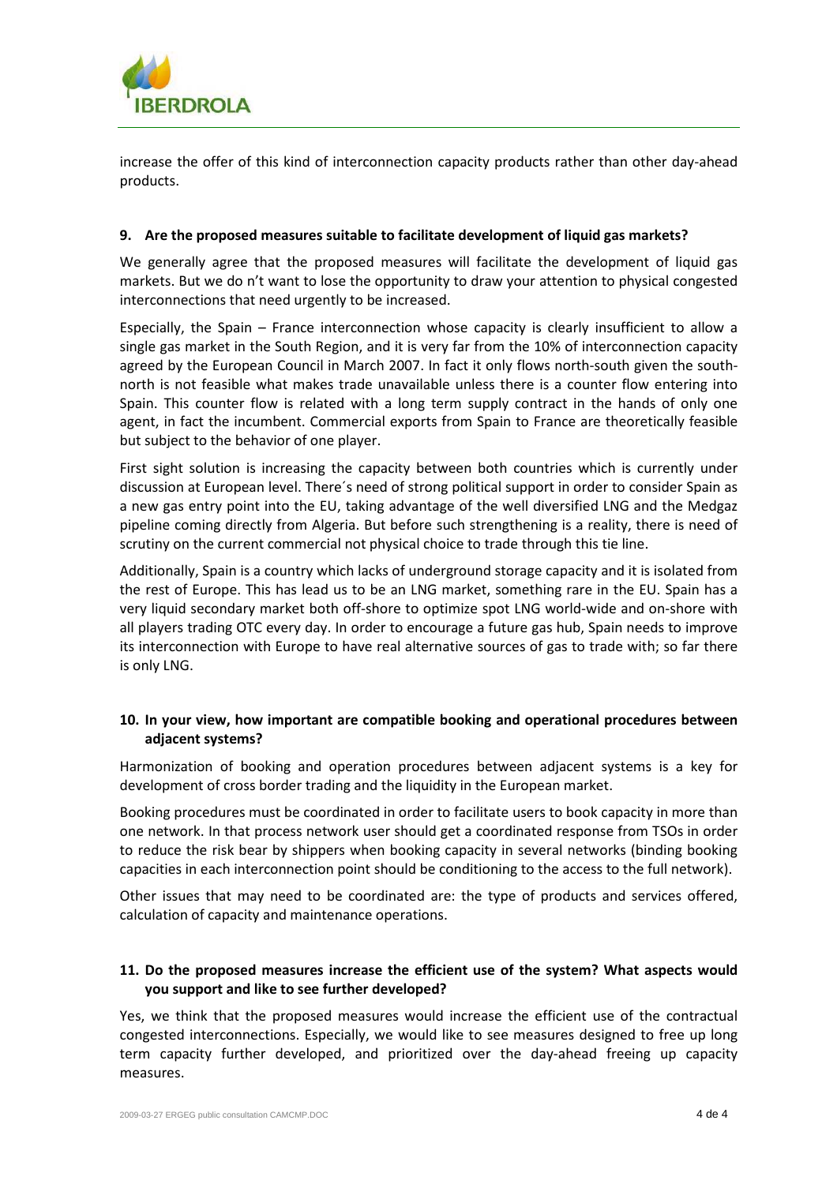increase the offer of this kind of interconnection capacity products rather than other day-ahead products.

**9. Are the proposed measures suitable to facilitate development of liquid gas markets?**

We generally agree that the proposed measures will facilitate the development of liquid gas markets. But we do n't want to lose the opportunity to draw your attention to physical congested interconnections that need urgently to be increased.

Especially, the Spain – France interconnection whose capacity is clearly insufficient to allow a single gas market in the South Region, and it is very far from the 10% of interconnection capacity agreed by the European Council in March 2007. In fact it only flows north-south given the south-north is not feasible what makes trade unavailable unless there is a counter flow entering into Spain. This counter flow is related with a long term supply contract in the hands of only one agent, in fact the incumbent. Commercial exports from Spain to France are theoretically feasible but subject to the behavior of one player.

First sight solution is increasing the capacity between both countries which is currently under discussion at European level. There´s need of strong political support in order to consider Spain as a new gas entry point into the EU, taking advantage of the well diversified LNG and the Medgaz pipeline coming directly from Algeria. But before such strengthening is a reality, there is need of scrutiny on the current commercial not physical choice to trade through this tie line.

Additionally, Spain is a country which lacks of underground storage capacity and it is isolated from the rest of Europe. This has lead us to be an LNG market, something rare in the EU. Spain has a very liquid secondary market both off-shore to optimize spot LNG world-wide and on-shore with all players trading OTC every day. In order to encourage a future gas hub, Spain needs to improve its interconnection with Europe to have real alternative sources of gas to trade with; so far there is only LNG.

**10. In your view, how important are compatible booking and operational procedures between adjacent systems?**

Harmonization of booking and operation procedures between adjacent systems is a key for development of cross border trading and the liquidity in the European market.

Booking procedures must be coordinated in order to facilitate users to book capacity in more than one network. In that process network user should get a coordinated response from TSOs in order to reduce the risk bear by shippers when booking capacity in several networks (binding booking capacities in each interconnection point should be conditioning to the access to the full network).

Other issues that may need to be coordinated are: the type of products and services offered, calculation of capacity and maintenance operations.

**11. Do the proposed measures increase the efficient use of the system? What aspects would you support and like to see further developed?**

Yes, we think that the proposed measures would increase the efficient use of the contractual congested interconnections. Especially, we would like to see measures designed to free up long term capacity further developed, and prioritized over the day-ahead freeing up capacity measures.